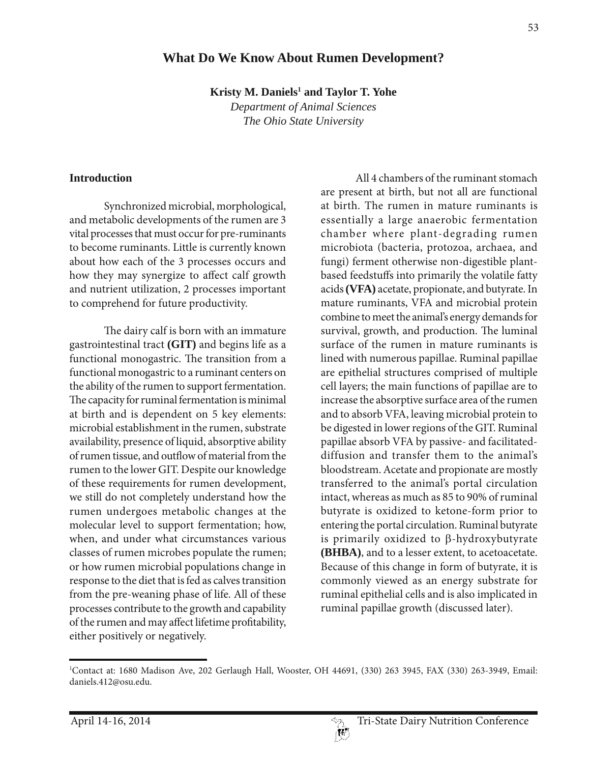# What Do We Know About Rumen Development?

**Kristy M. Daniels[1] and Taylor T. Yohe**

*Department of Animal Sciences*
*The Ohio State University*

## Introduction

Synchronized microbial, morphological, and metabolic developments of the rumen are 3 vital processes that must occur for pre-ruminants to become ruminants. Little is currently known about how each of the 3 processes occurs and how they may synergize to affect calf growth and nutrient utilization, 2 processes important to comprehend for future productivity.

The dairy calf is born with an immature gastrointestinal tract **(GIT)** and begins life as a functional monogastric. The transition from a functional monogastric to a ruminant centers on the ability of the rumen to support fermentation. The capacity for ruminal fermentation is minimal at birth and is dependent on 5 key elements: microbial establishment in the rumen, substrate availability, presence of liquid, absorptive ability of rumen tissue, and outflow of material from the rumen to the lower GIT. Despite our knowledge of these requirements for rumen development, we still do not completely understand how the rumen undergoes metabolic changes at the molecular level to support fermentation; how, when, and under what circumstances various classes of rumen microbes populate the rumen; or how rumen microbial populations change in response to the diet that is fed as calves transition from the pre-weaning phase of life. All of these processes contribute to the growth and capability of the rumen and may affect lifetime profitability, either positively or negatively.

All 4 chambers of the ruminant stomach are present at birth, but not all are functional at birth. The rumen in mature ruminants is essentially a large anaerobic fermentation chamber where plant-degrading rumen microbiota (bacteria, protozoa, archaea, and fungi) ferment otherwise non-digestible plant-based feedstuffs into primarily the volatile fatty acids **(VFA)** acetate, propionate, and butyrate. In mature ruminants, VFA and microbial protein combine to meet the animal's energy demands for survival, growth, and production. The luminal surface of the rumen in mature ruminants is lined with numerous papillae. Ruminal papillae are epithelial structures comprised of multiple cell layers; the main functions of papillae are to increase the absorptive surface area of the rumen and to absorb VFA, leaving microbial protein to be digested in lower regions of the GIT. Ruminal papillae absorb VFA by passive- and facilitated-diffusion and transfer them to the animal's bloodstream. Acetate and propionate are mostly transferred to the animal's portal circulation intact, whereas as much as 85 to 90% of ruminal butyrate is oxidized to ketone-form prior to entering the portal circulation. Ruminal butyrate is primarily oxidized to β-hydroxybutyrate **(BHBA)**, and to a lesser extent, to acetoacetate. Because of this change in form of butyrate, it is commonly viewed as an energy substrate for ruminal epithelial cells and is also implicated in ruminal papillae growth (discussed later).

[1]Contact at: 1680 Madison Ave, 202 Gerlaugh Hall, Wooster, OH 44691, (330) 263 3945, FAX (330) 263-3949, Email: daniels.412@osu.edu.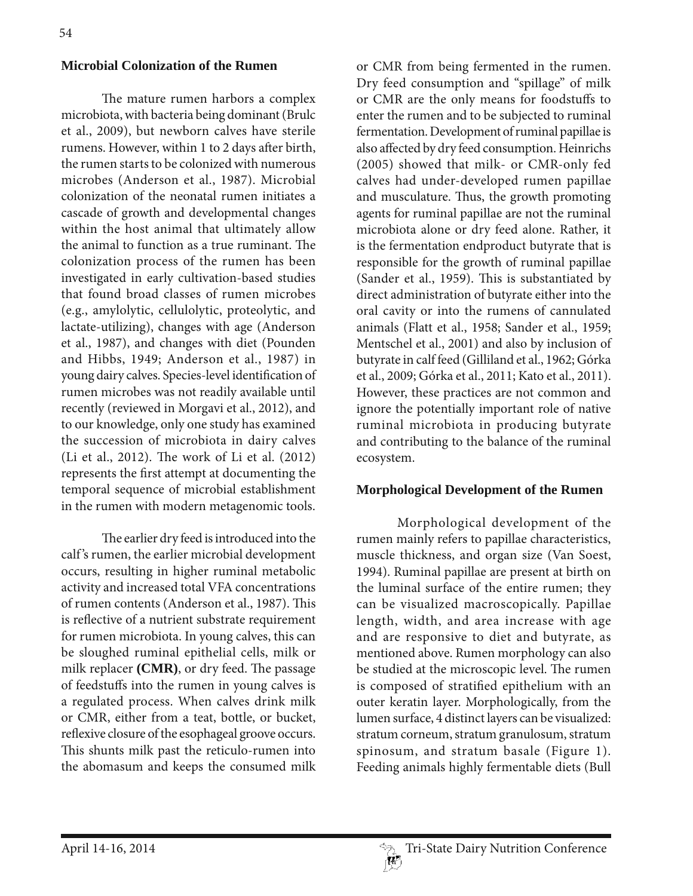## Microbial Colonization of the Rumen

The mature rumen harbors a complex microbiota, with bacteria being dominant (Brulc et al., 2009), but newborn calves have sterile rumens. However, within 1 to 2 days after birth, the rumen starts to be colonized with numerous microbes (Anderson et al., 1987). Microbial colonization of the neonatal rumen initiates a cascade of growth and developmental changes within the host animal that ultimately allow the animal to function as a true ruminant. The colonization process of the rumen has been investigated in early cultivation-based studies that found broad classes of rumen microbes (e.g., amylolytic, cellulolytic, proteolytic, and lactate-utilizing), changes with age (Anderson et al., 1987), and changes with diet (Pounden and Hibbs, 1949; Anderson et al., 1987) in young dairy calves. Species-level identification of rumen microbes was not readily available until recently (reviewed in Morgavi et al., 2012), and to our knowledge, only one study has examined the succession of microbiota in dairy calves (Li et al., 2012). The work of Li et al. (2012) represents the first attempt at documenting the temporal sequence of microbial establishment in the rumen with modern metagenomic tools.

The earlier dry feed is introduced into the calf's rumen, the earlier microbial development occurs, resulting in higher ruminal metabolic activity and increased total VFA concentrations of rumen contents (Anderson et al., 1987). This is reflective of a nutrient substrate requirement for rumen microbiota. In young calves, this can be sloughed ruminal epithelial cells, milk or milk replacer **(CMR)**, or dry feed. The passage of feedstuffs into the rumen in young calves is a regulated process. When calves drink milk or CMR, either from a teat, bottle, or bucket, reflexive closure of the esophageal groove occurs. This shunts milk past the reticulo-rumen into the abomasum and keeps the consumed milk or CMR from being fermented in the rumen. Dry feed consumption and "spillage" of milk or CMR are the only means for foodstuffs to enter the rumen and to be subjected to ruminal fermentation. Development of ruminal papillae is also affected by dry feed consumption. Heinrichs (2005) showed that milk- or CMR-only fed calves had under-developed rumen papillae and musculature. Thus, the growth promoting agents for ruminal papillae are not the ruminal microbiota alone or dry feed alone. Rather, it is the fermentation endproduct butyrate that is responsible for the growth of ruminal papillae (Sander et al., 1959). This is substantiated by direct administration of butyrate either into the oral cavity or into the rumens of cannulated animals (Flatt et al., 1958; Sander et al., 1959; Mentschel et al., 2001) and also by inclusion of butyrate in calf feed (Gilliland et al., 1962; Górka et al., 2009; Górka et al., 2011; Kato et al., 2011). However, these practices are not common and ignore the potentially important role of native ruminal microbiota in producing butyrate and contributing to the balance of the ruminal ecosystem.

## Morphological Development of the Rumen

Morphological development of the rumen mainly refers to papillae characteristics, muscle thickness, and organ size (Van Soest, 1994). Ruminal papillae are present at birth on the luminal surface of the entire rumen; they can be visualized macroscopically. Papillae length, width, and area increase with age and are responsive to diet and butyrate, as mentioned above. Rumen morphology can also be studied at the microscopic level. The rumen is composed of stratified epithelium with an outer keratin layer. Morphologically, from the lumen surface, 4 distinct layers can be visualized: stratum corneum, stratum granulosum, stratum spinosum, and stratum basale (Figure 1). Feeding animals highly fermentable diets (Bull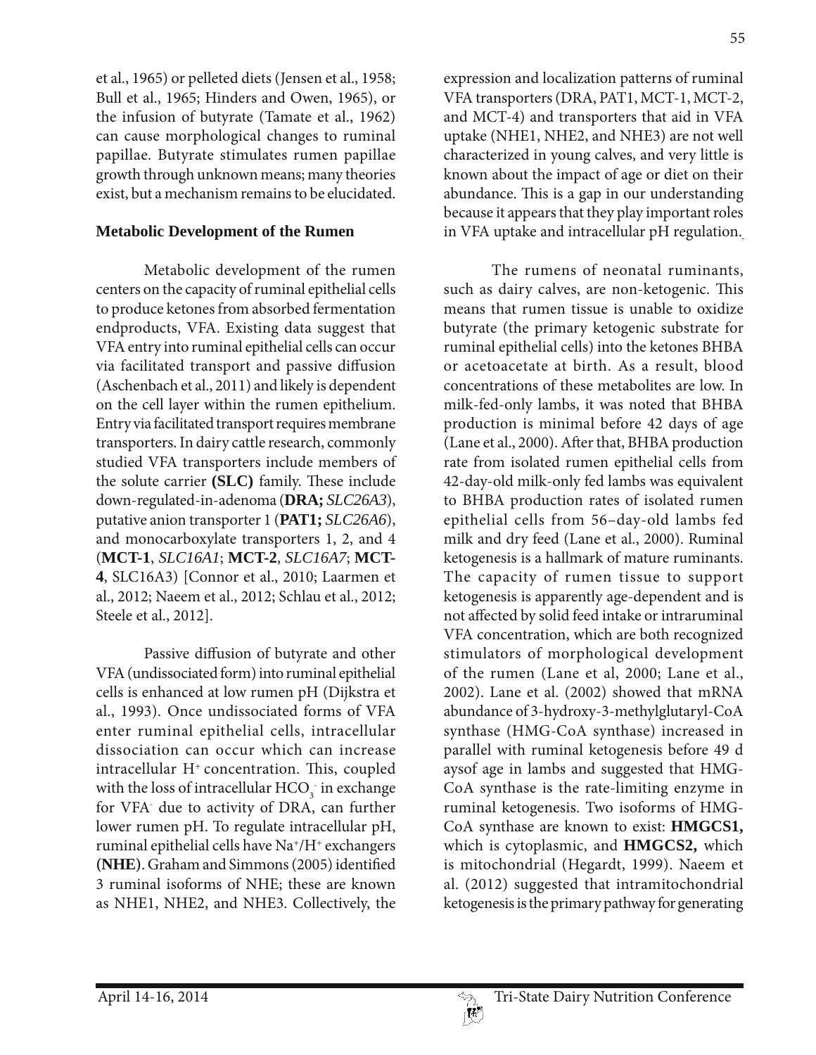et al., 1965) or pelleted diets (Jensen et al., 1958; Bull et al., 1965; Hinders and Owen, 1965), or the infusion of butyrate (Tamate et al., 1962) can cause morphological changes to ruminal papillae. Butyrate stimulates rumen papillae growth through unknown means; many theories exist, but a mechanism remains to be elucidated.

## Metabolic Development of the Rumen

Metabolic development of the rumen centers on the capacity of ruminal epithelial cells to produce ketones from absorbed fermentation endproducts, VFA. Existing data suggest that VFA entry into ruminal epithelial cells can occur via facilitated transport and passive diffusion (Aschenbach et al., 2011) and likely is dependent on the cell layer within the rumen epithelium. Entry via facilitated transport requires membrane transporters. In dairy cattle research, commonly studied VFA transporters include members of the solute carrier **(SLC)** family. These include down-regulated-in-adenoma (**DRA;** *SLC26A3*), putative anion transporter 1 (**PAT1;** *SLC26A6*), and monocarboxylate transporters 1, 2, and 4 (**MCT-1**, *SLC16A1*; **MCT-2**, *SLC16A7*; **MCT-4**, SLC16A3) [Connor et al., 2010; Laarmen et al., 2012; Naeem et al., 2012; Schlau et al., 2012; Steele et al., 2012].

Passive diffusion of butyrate and other VFA (undissociated form) into ruminal epithelial cells is enhanced at low rumen pH (Dijkstra et al., 1993). Once undissociated forms of VFA enter ruminal epithelial cells, intracellular dissociation can occur which can increase intracellular $H^+$ concentration. This, coupled with the loss of intracellular $HCO_3^-$ in exchange for $VFA^-$ due to activity of DRA, can further lower rumen pH. To regulate intracellular pH, ruminal epithelial cells have $Na^+/H^+$ exchangers **(NHE)**. Graham and Simmons (2005) identified 3 ruminal isoforms of NHE; these are known as NHE1, NHE2, and NHE3. Collectively, the expression and localization patterns of ruminal VFA transporters (DRA, PAT1, MCT-1, MCT-2, and MCT-4) and transporters that aid in VFA uptake (NHE1, NHE2, and NHE3) are not well characterized in young calves, and very little is known about the impact of age or diet on their abundance. This is a gap in our understanding because it appears that they play important roles in VFA uptake and intracellular pH regulation.

The rumens of neonatal ruminants, such as dairy calves, are non-ketogenic. This means that rumen tissue is unable to oxidize butyrate (the primary ketogenic substrate for ruminal epithelial cells) into the ketones BHBA or acetoacetate at birth. As a result, blood concentrations of these metabolites are low. In milk-fed-only lambs, it was noted that BHBA production is minimal before 42 days of age (Lane et al., 2000). After that, BHBA production rate from isolated rumen epithelial cells from 42-day-old milk-only fed lambs was equivalent to BHBA production rates of isolated rumen epithelial cells from 56–day-old lambs fed milk and dry feed (Lane et al., 2000). Ruminal ketogenesis is a hallmark of mature ruminants. The capacity of rumen tissue to support ketogenesis is apparently age-dependent and is not affected by solid feed intake or intraruminal VFA concentration, which are both recognized stimulators of morphological development of the rumen (Lane et al, 2000; Lane et al., 2002). Lane et al. (2002) showed that mRNA abundance of 3-hydroxy-3-methylglutaryl-CoA synthase (HMG-CoA synthase) increased in parallel with ruminal ketogenesis before 49 d aysof age in lambs and suggested that HMG-CoA synthase is the rate-limiting enzyme in ruminal ketogenesis. Two isoforms of HMG-CoA synthase are known to exist: **HMGCS1,** which is cytoplasmic, and **HMGCS2,** which is mitochondrial (Hegardt, 1999). Naeem et al. (2012) suggested that intramitochondrial ketogenesis is the primary pathway for generating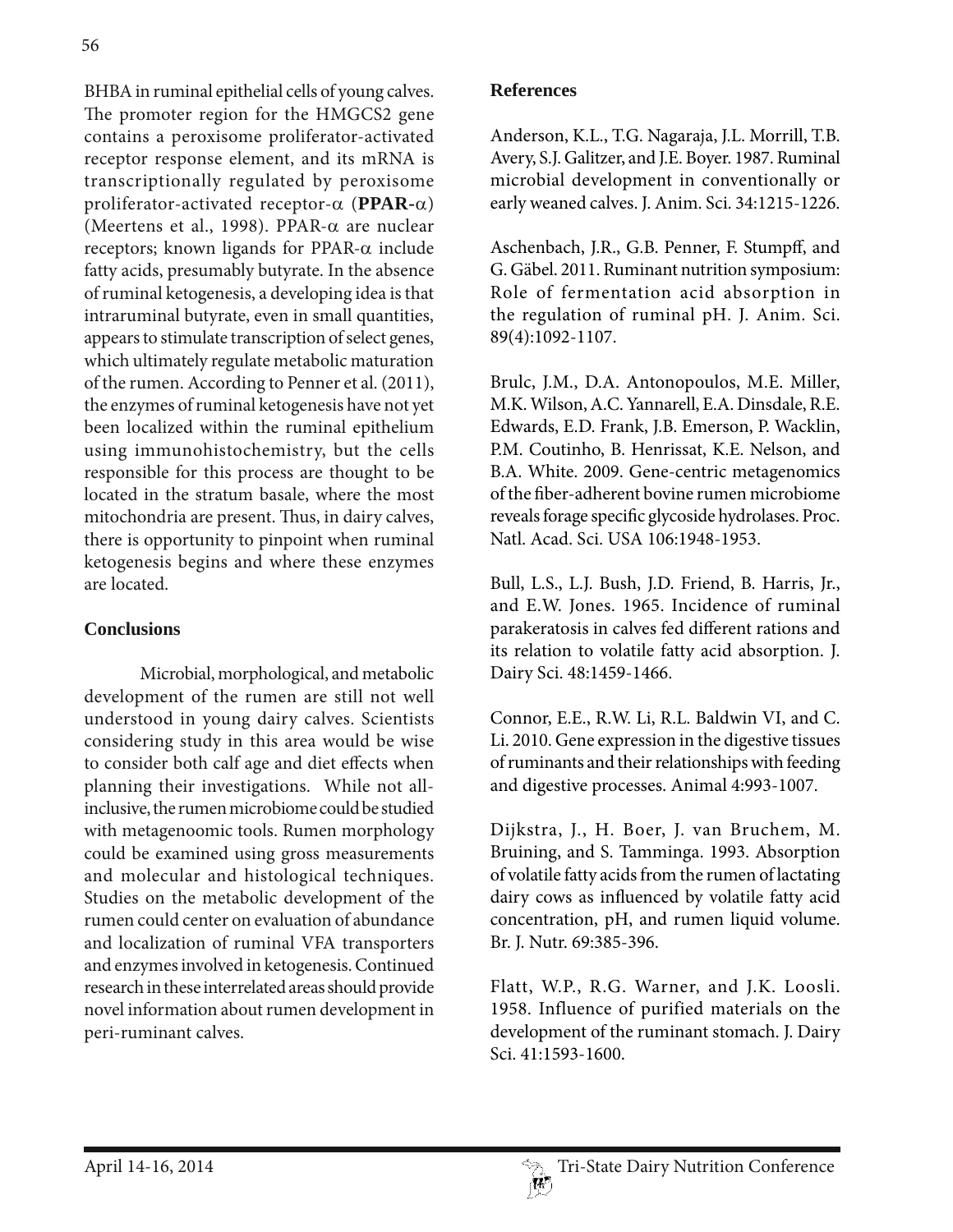BHBA in ruminal epithelial cells of young calves. The promoter region for the HMGCS2 gene contains a peroxisome proliferator-activated receptor response element, and its mRNA is transcriptionally regulated by peroxisome proliferator-activated receptor-α (**PPAR-α**) (Meertens et al., 1998). PPAR-α are nuclear receptors; known ligands for PPAR-α include fatty acids, presumably butyrate. In the absence of ruminal ketogenesis, a developing idea is that intraruminal butyrate, even in small quantities, appears to stimulate transcription of select genes, which ultimately regulate metabolic maturation of the rumen. According to Penner et al. (2011), the enzymes of ruminal ketogenesis have not yet been localized within the ruminal epithelium using immunohistochemistry, but the cells responsible for this process are thought to be located in the stratum basale, where the most mitochondria are present. Thus, in dairy calves, there is opportunity to pinpoint when ruminal ketogenesis begins and where these enzymes are located.

## Conclusions

Microbial, morphological, and metabolic development of the rumen are still not well understood in young dairy calves. Scientists considering study in this area would be wise to consider both calf age and diet effects when planning their investigations. While not all-inclusive, the rumen microbiome could be studied with metagenoomic tools. Rumen morphology could be examined using gross measurements and molecular and histological techniques. Studies on the metabolic development of the rumen could center on evaluation of abundance and localization of ruminal VFA transporters and enzymes involved in ketogenesis. Continued research in these interrelated areas should provide novel information about rumen development in peri-ruminant calves.

## References

Anderson, K.L., T.G. Nagaraja, J.L. Morrill, T.B. Avery, S.J. Galitzer, and J.E. Boyer. 1987. Ruminal microbial development in conventionally or early weaned calves. J. Anim. Sci. 34:1215-1226.

Aschenbach, J.R., G.B. Penner, F. Stumpff, and G. Gäbel. 2011. Ruminant nutrition symposium: Role of fermentation acid absorption in the regulation of ruminal pH. J. Anim. Sci. 89(4):1092-1107.

Brulc, J.M., D.A. Antonopoulos, M.E. Miller, M.K. Wilson, A.C. Yannarell, E.A. Dinsdale, R.E. Edwards, E.D. Frank, J.B. Emerson, P. Wacklin, P.M. Coutinho, B. Henrissat, K.E. Nelson, and B.A. White. 2009. Gene-centric metagenomics of the fiber-adherent bovine rumen microbiome reveals forage specific glycoside hydrolases. Proc. Natl. Acad. Sci. USA 106:1948-1953.

Bull, L.S., L.J. Bush, J.D. Friend, B. Harris, Jr., and E.W. Jones. 1965. Incidence of ruminal parakeratosis in calves fed different rations and its relation to volatile fatty acid absorption. J. Dairy Sci. 48:1459-1466.

Connor, E.E., R.W. Li, R.L. Baldwin VI, and C. Li. 2010. Gene expression in the digestive tissues of ruminants and their relationships with feeding and digestive processes. Animal 4:993-1007.

Dijkstra, J., H. Boer, J. van Bruchem, M. Bruining, and S. Tamminga. 1993. Absorption of volatile fatty acids from the rumen of lactating dairy cows as influenced by volatile fatty acid concentration, pH, and rumen liquid volume. Br. J. Nutr. 69:385-396.

Flatt, W.P., R.G. Warner, and J.K. Loosli. 1958. Influence of purified materials on the development of the ruminant stomach. J. Dairy Sci. 41:1593-1600.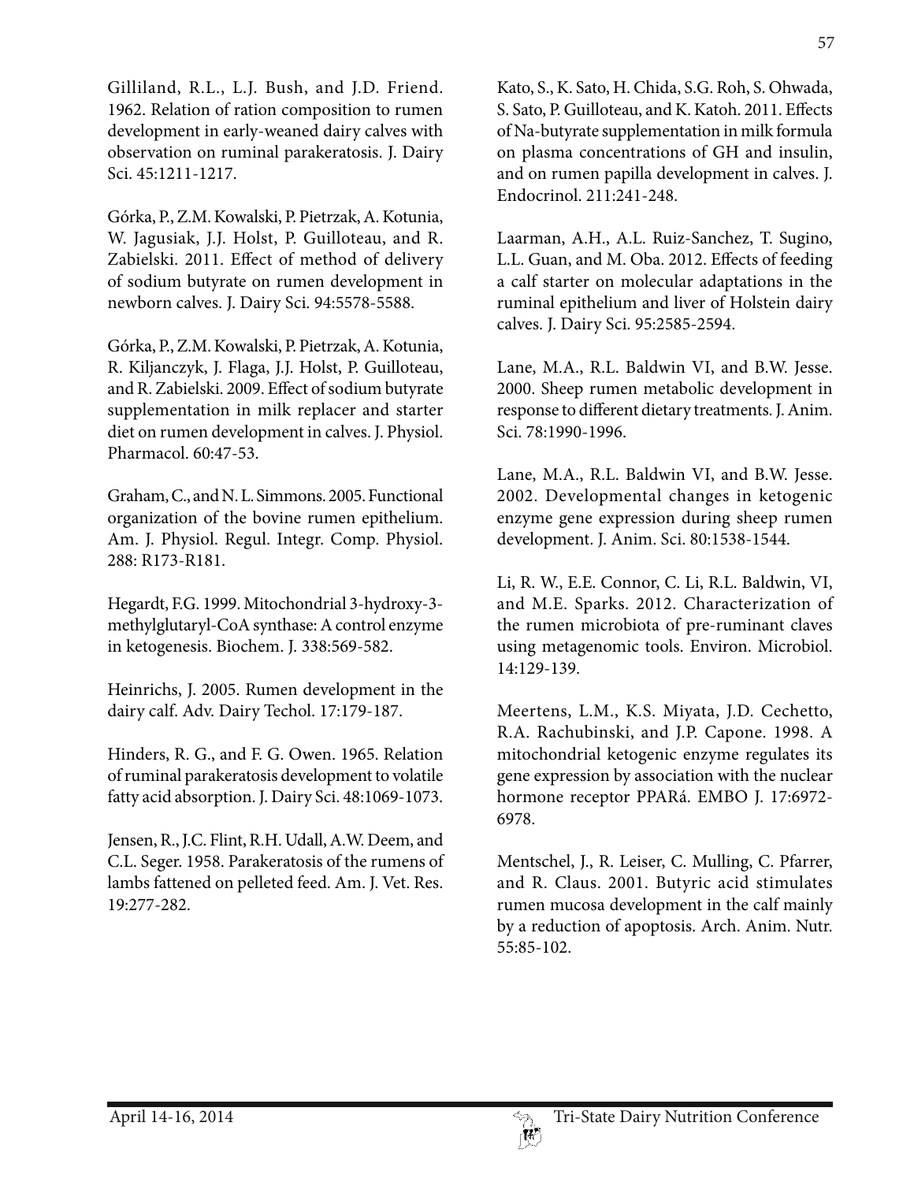Gilliland, R.L., L.J. Bush, and J.D. Friend. 1962. Relation of ration composition to rumen development in early-weaned dairy calves with observation on ruminal parakeratosis. J. Dairy Sci. 45:1211-1217.

Górka, P., Z.M. Kowalski, P. Pietrzak, A. Kotunia, W. Jagusiak, J.J. Holst, P. Guilloteau, and R. Zabielski. 2011. Effect of method of delivery of sodium butyrate on rumen development in newborn calves. J. Dairy Sci. 94:5578-5588.

Górka, P., Z.M. Kowalski, P. Pietrzak, A. Kotunia, R. Kiljanczyk, J. Flaga, J.J. Holst, P. Guilloteau, and R. Zabielski. 2009. Effect of sodium butyrate supplementation in milk replacer and starter diet on rumen development in calves. J. Physiol. Pharmacol. 60:47-53.

Graham, C., and N. L. Simmons. 2005. Functional organization of the bovine rumen epithelium. Am. J. Physiol. Regul. Integr. Comp. Physiol. 288: R173-R181.

Hegardt, F.G. 1999. Mitochondrial 3-hydroxy-3-methylglutaryl-CoA synthase: A control enzyme in ketogenesis. Biochem. J. 338:569-582.

Heinrichs, J. 2005. Rumen development in the dairy calf. Adv. Dairy Techol. 17:179-187.

Hinders, R. G., and F. G. Owen. 1965. Relation of ruminal parakeratosis development to volatile fatty acid absorption. J. Dairy Sci. 48:1069-1073.

Jensen, R., J.C. Flint, R.H. Udall, A.W. Deem, and C.L. Seger. 1958. Parakeratosis of the rumens of lambs fattened on pelleted feed. Am. J. Vet. Res. 19:277-282.

Kato, S., K. Sato, H. Chida, S.G. Roh, S. Ohwada, S. Sato, P. Guilloteau, and K. Katoh. 2011. Effects of Na-butyrate supplementation in milk formula on plasma concentrations of GH and insulin, and on rumen papilla development in calves. J. Endocrinol. 211:241-248.

Laarman, A.H., A.L. Ruiz-Sanchez, T. Sugino, L.L. Guan, and M. Oba. 2012. Effects of feeding a calf starter on molecular adaptations in the ruminal epithelium and liver of Holstein dairy calves. J. Dairy Sci. 95:2585-2594.

Lane, M.A., R.L. Baldwin VI, and B.W. Jesse. 2000. Sheep rumen metabolic development in response to different dietary treatments. J. Anim. Sci. 78:1990-1996.

Lane, M.A., R.L. Baldwin VI, and B.W. Jesse. 2002. Developmental changes in ketogenic enzyme gene expression during sheep rumen development. J. Anim. Sci. 80:1538-1544.

Li, R. W., E.E. Connor, C. Li, R.L. Baldwin, VI, and M.E. Sparks. 2012. Characterization of the rumen microbiota of pre-ruminant claves using metagenomic tools. Environ. Microbiol. 14:129-139.

Meertens, L.M., K.S. Miyata, J.D. Cechetto, R.A. Rachubinski, and J.P. Capone. 1998. A mitochondrial ketogenic enzyme regulates its gene expression by association with the nuclear hormone receptor PPARá. EMBO J. 17:6972-6978.

Mentschel, J., R. Leiser, C. Mulling, C. Pfarrer, and R. Claus. 2001. Butyric acid stimulates rumen mucosa development in the calf mainly by a reduction of apoptosis. Arch. Anim. Nutr. 55:85-102.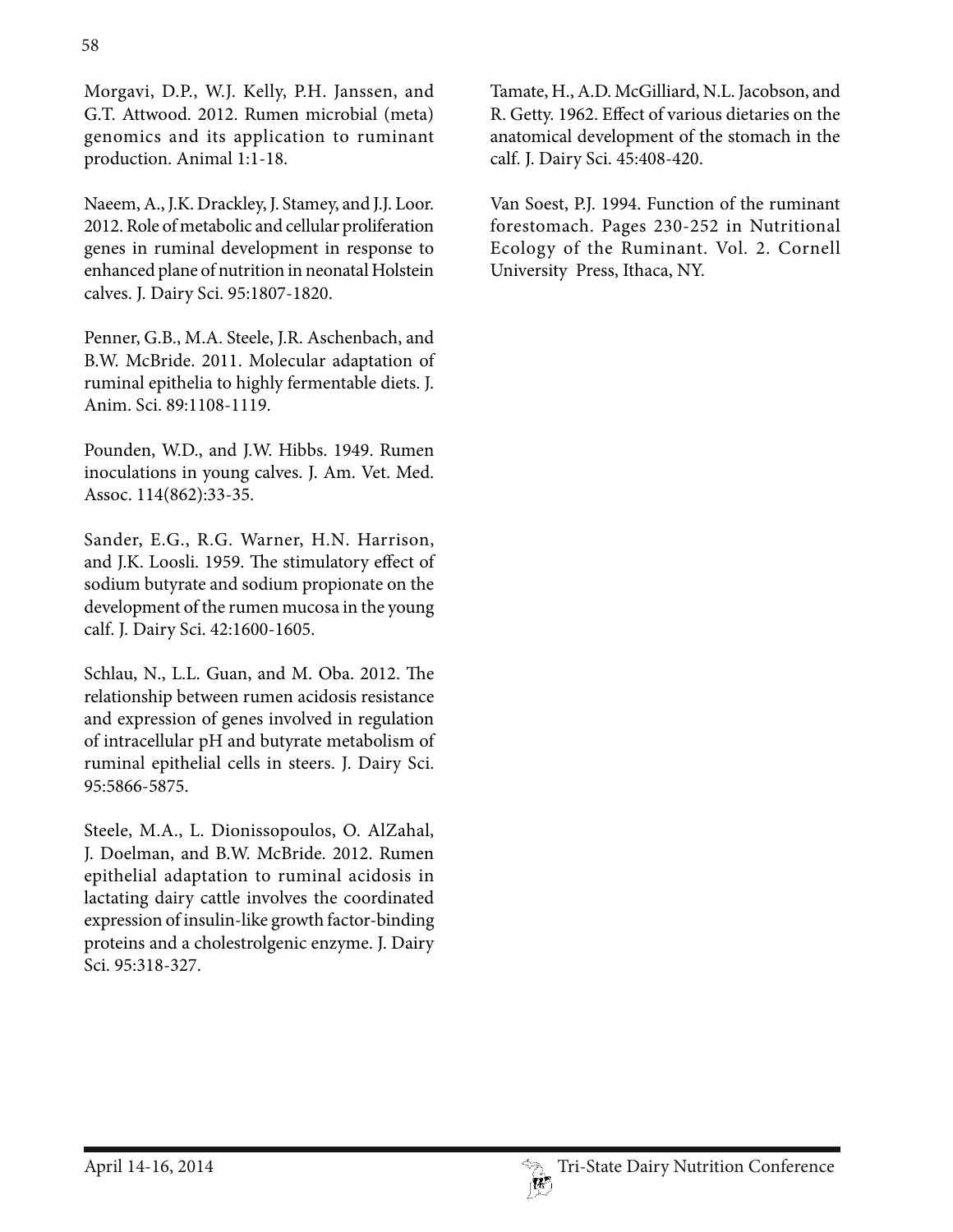Morgavi, D.P., W.J. Kelly, P.H. Janssen, and G.T. Attwood. 2012. Rumen microbial (meta) genomics and its application to ruminant production. Animal 1:1-18.

Naeem, A., J.K. Drackley, J. Stamey, and J.J. Loor. 2012. Role of metabolic and cellular proliferation genes in ruminal development in response to enhanced plane of nutrition in neonatal Holstein calves. J. Dairy Sci. 95:1807-1820.

Penner, G.B., M.A. Steele, J.R. Aschenbach, and B.W. McBride. 2011. Molecular adaptation of ruminal epithelia to highly fermentable diets. J. Anim. Sci. 89:1108-1119.

Pounden, W.D., and J.W. Hibbs. 1949. Rumen inoculations in young calves. J. Am. Vet. Med. Assoc. 114(862):33-35.

Sander, E.G., R.G. Warner, H.N. Harrison, and J.K. Loosli. 1959. The stimulatory effect of sodium butyrate and sodium propionate on the development of the rumen mucosa in the young calf. J. Dairy Sci. 42:1600-1605.

Schlau, N., L.L. Guan, and M. Oba. 2012. The relationship between rumen acidosis resistance and expression of genes involved in regulation of intracellular pH and butyrate metabolism of ruminal epithelial cells in steers. J. Dairy Sci. 95:5866-5875.

Steele, M.A., L. Dionissopoulos, O. AlZahal, J. Doelman, and B.W. McBride. 2012. Rumen epithelial adaptation to ruminal acidosis in lactating dairy cattle involves the coordinated expression of insulin-like growth factor-binding proteins and a cholestrolgenic enzyme. J. Dairy Sci. 95:318-327.

Tamate, H., A.D. McGilliard, N.L. Jacobson, and R. Getty. 1962. Effect of various dietaries on the anatomical development of the stomach in the calf. J. Dairy Sci. 45:408-420.

Van Soest, P.J. 1994. Function of the ruminant forestomach. Pages 230-252 in Nutritional Ecology of the Ruminant. Vol. 2. Cornell University Press, Ithaca, NY.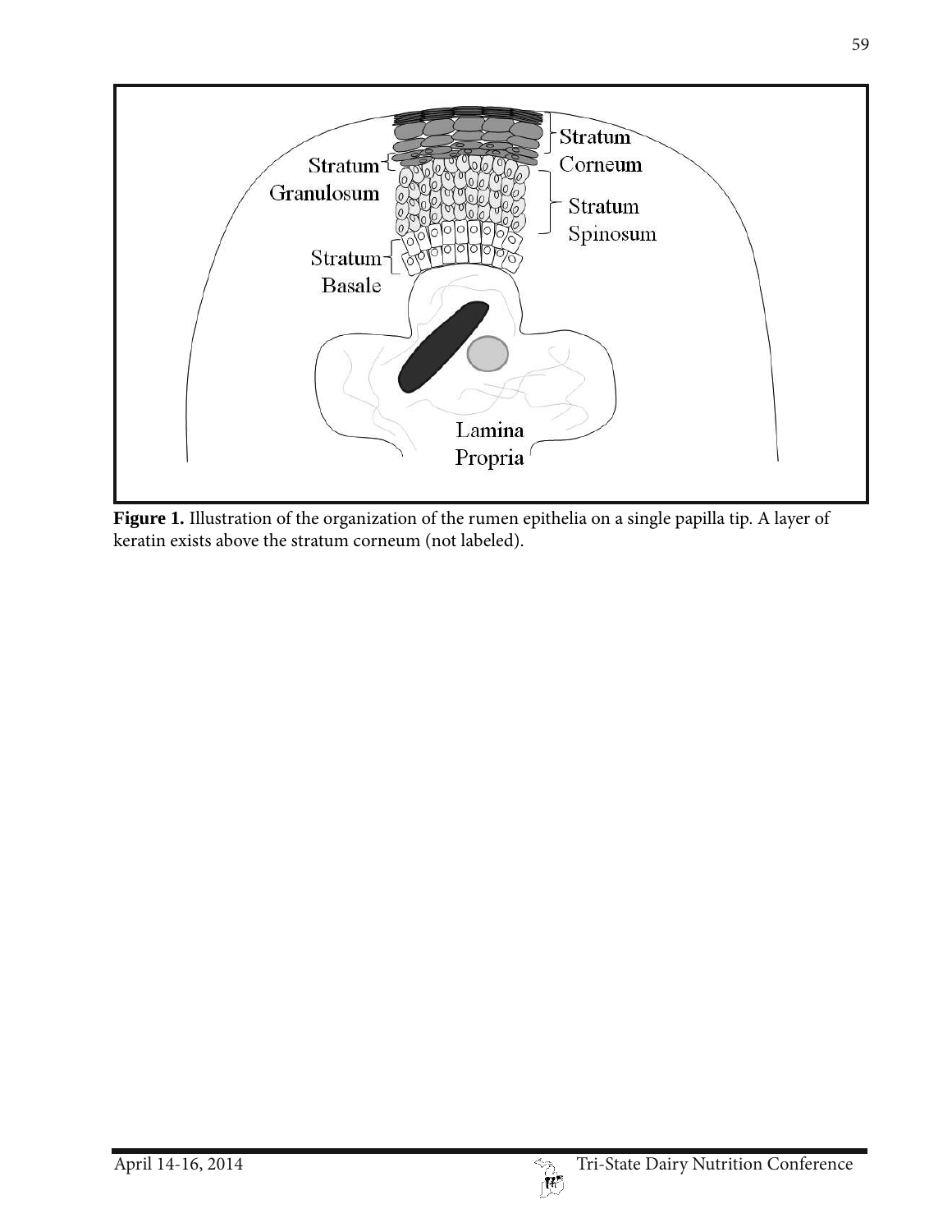Stratum Corneum

Stratum Granulosum

Stratum Spinosum

Stratum Basale

Lamina Propria

**Figure 1.** Illustration of the organization of the rumen epithelia on a single papilla tip. A layer of keratin exists above the stratum corneum (not labeled).